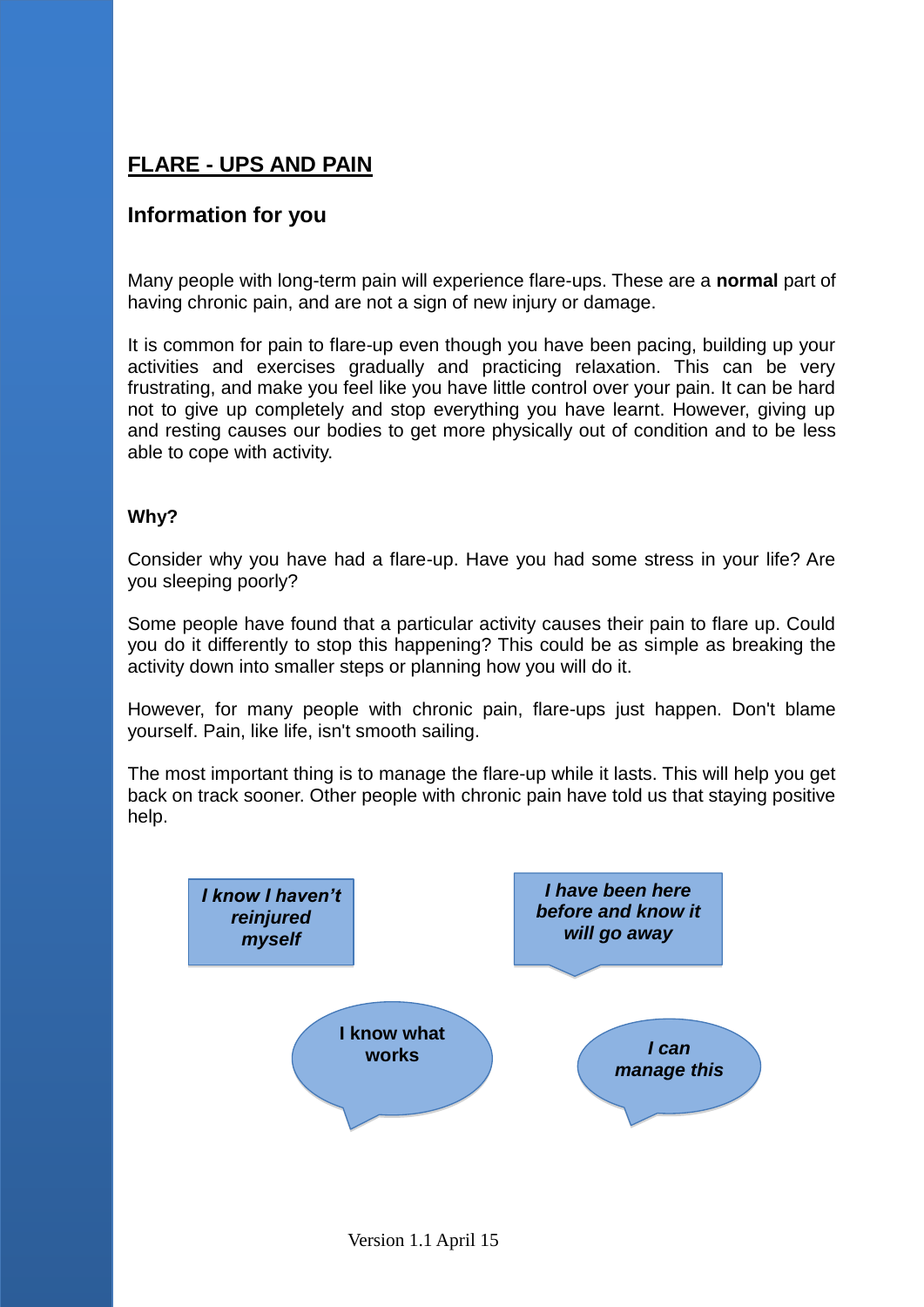# FLARE - UPS AND PAIN

## Information for you

Many people with long-term pain will experience flare-ups. These are a **normal** part of having chronic pain, and are not a sign of new injury or damage.

It is common for pain to flare-up even though you have been pacing, building up your activities and exercises gradually and practicing relaxation. This can be very frustrating, and make you feel like you have little control over your pain. It can be hard not to give up completely and stop everything you have learnt. However, giving up and resting causes our bodies to get more physically out of condition and to be less able to cope with activity.

### Why?

Consider why you have had a flare-up. Have you had some stress in your life? Are you sleeping poorly?

Some people have found that a particular activity causes their pain to flare up. Could you do it differently to stop this happening? This could be as simple as breaking the activity down into smaller steps or planning how you will do it.

However, for many people with chronic pain, flare-ups just happen. Don't blame yourself. Pain, like life, isn't smooth sailing.

The most important thing is to manage the flare-up while it lasts. This will help you get back on track sooner. Other people with chronic pain have told us that staying positive help.

***I know I haven't reinjured myself***

***I have been here before and know it will go away***

**I know what works**

***I can manage this***

Version 1.1 April 15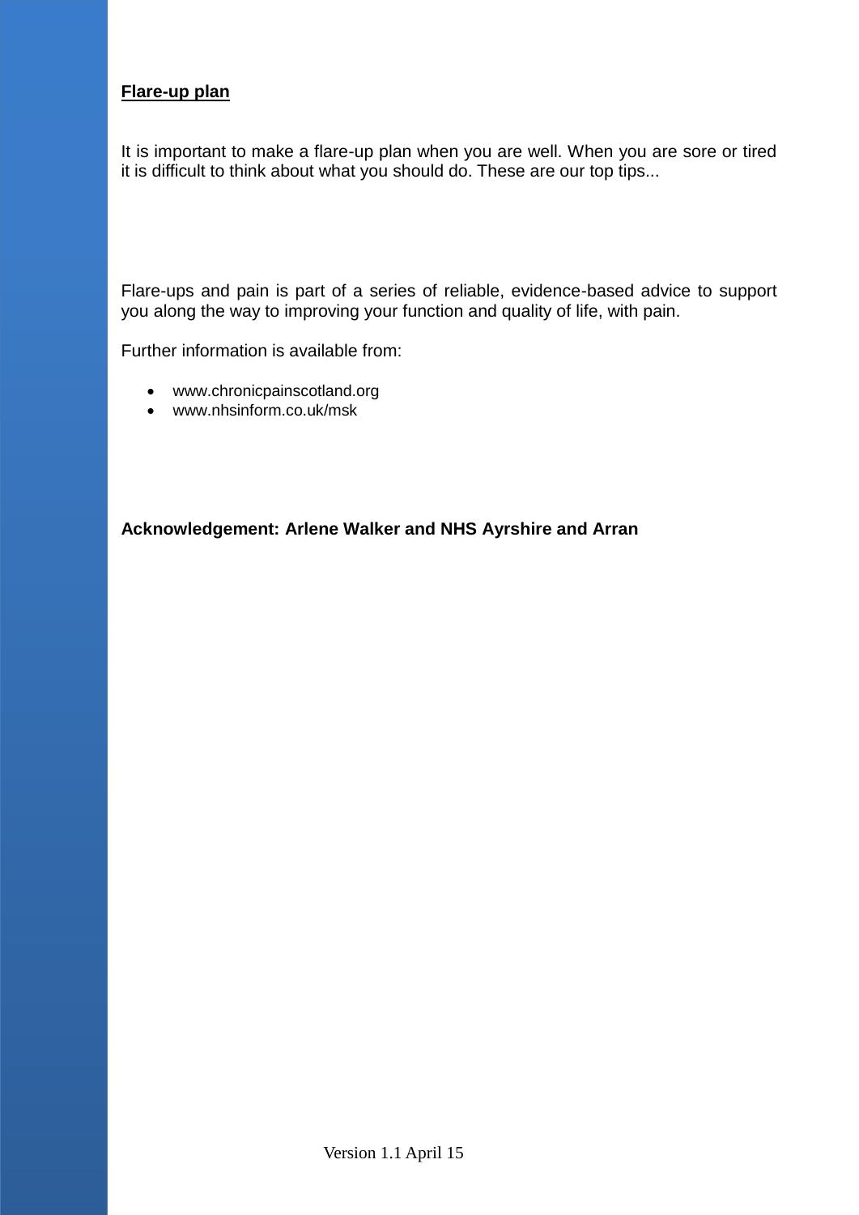**Flare-up plan**

It is important to make a flare-up plan when you are well. When you are sore or tired it is difficult to think about what you should do. These are our top tips...

Flare-ups and pain is part of a series of reliable, evidence-based advice to support you along the way to improving your function and quality of life, with pain.

Further information is available from:

- www.chronicpainscotland.org
- www.nhsinform.co.uk/msk

**Acknowledgement: Arlene Walker and NHS Ayrshire and Arran**

Version 1.1 April 15